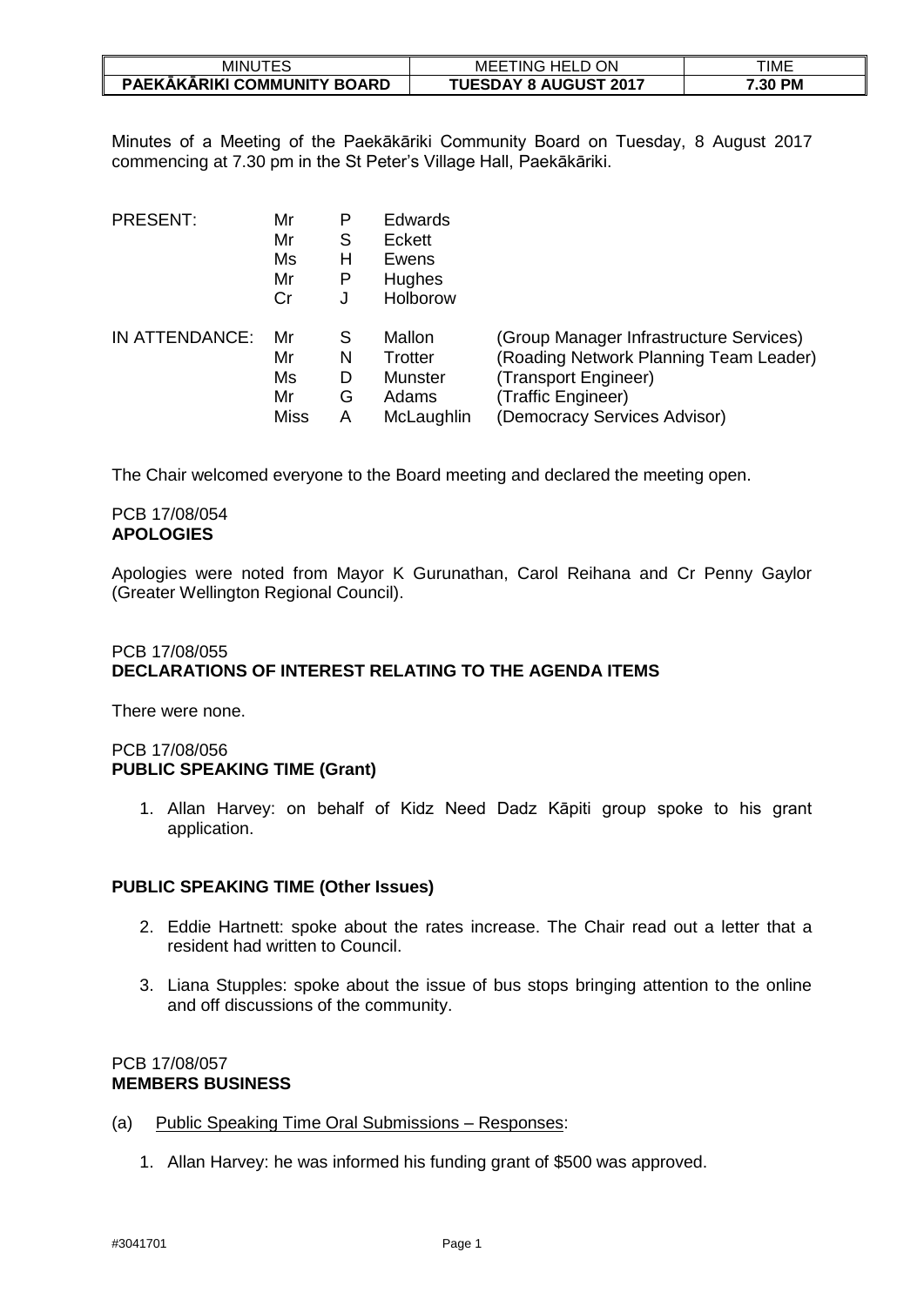| MINUTES | MEETING HELD ON | TIME |
|---|---|---|
| **PAEKĀKĀRIKI COMMUNITY BOARD** | **TUESDAY 8 AUGUST 2017** | **7.30 PM** |

Minutes of a Meeting of the Paekākāriki Community Board on Tuesday, 8 August 2017 commencing at 7.30 pm in the St Peter's Village Hall, Paekākāriki.

| | | | | |
|---|---|---|---|---|
| PRESENT: | Mr | P | Edwards | |
| | Mr | S | Eckett | |
| | Ms | H | Ewens | |
| | Mr | P | Hughes | |
| | Cr | J | Holborow | |
| IN ATTENDANCE: | Mr | S | Mallon | (Group Manager Infrastructure Services) |
| | Mr | N | Trotter | (Roading Network Planning Team Leader) |
| | Ms | D | Munster | (Transport Engineer) |
| | Mr | G | Adams | (Traffic Engineer) |
| | Miss | A | McLaughlin | (Democracy Services Advisor) |

The Chair welcomed everyone to the Board meeting and declared the meeting open.

PCB 17/08/054
**APOLOGIES**

Apologies were noted from Mayor K Gurunathan, Carol Reihana and Cr Penny Gaylor (Greater Wellington Regional Council).

PCB 17/08/055
**DECLARATIONS OF INTEREST RELATING TO THE AGENDA ITEMS**

There were none.

PCB 17/08/056
**PUBLIC SPEAKING TIME (Grant)**

1. Allan Harvey: on behalf of Kidz Need Dadz Kāpiti group spoke to his grant application.

**PUBLIC SPEAKING TIME (Other Issues)**

2. Eddie Hartnett: spoke about the rates increase. The Chair read out a letter that a resident had written to Council.

3. Liana Stupples: spoke about the issue of bus stops bringing attention to the online and off discussions of the community.

PCB 17/08/057
**MEMBERS BUSINESS**

(a) Public Speaking Time Oral Submissions – Responses:

1. Allan Harvey: he was informed his funding grant of $500 was approved.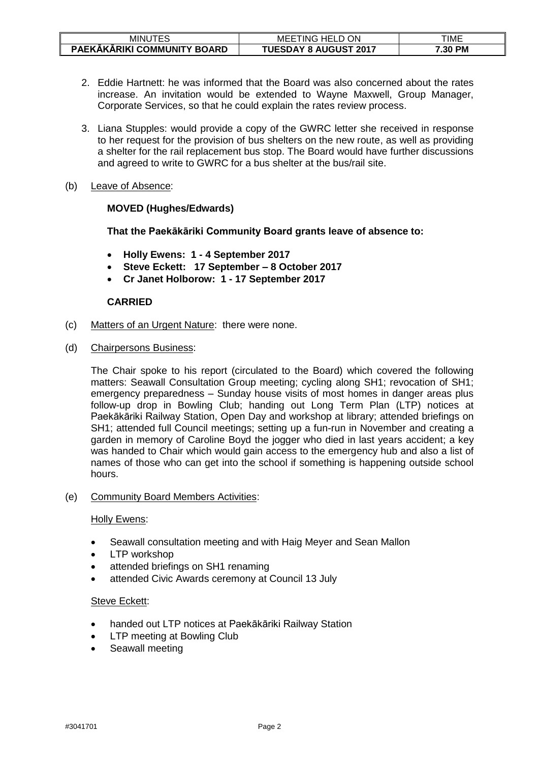2. Eddie Hartnett: he was informed that the Board was also concerned about the rates increase. An invitation would be extended to Wayne Maxwell, Group Manager, Corporate Services, so that he could explain the rates review process.

3. Liana Stupples: would provide a copy of the GWRC letter she received in response to her request for the provision of bus shelters on the new route, as well as providing a shelter for the rail replacement bus stop. The Board would have further discussions and agreed to write to GWRC for a bus shelter at the bus/rail site.

(b) Leave of Absence:

**MOVED (Hughes/Edwards)**

**That the Paekākāriki Community Board grants leave of absence to:**

- **Holly Ewens: 1 - 4 September 2017**
- **Steve Eckett: 17 September – 8 October 2017**
- **Cr Janet Holborow: 1 - 17 September 2017**

**CARRIED**

(c) Matters of an Urgent Nature: there were none.

(d) Chairpersons Business:

The Chair spoke to his report (circulated to the Board) which covered the following matters: Seawall Consultation Group meeting; cycling along SH1; revocation of SH1; emergency preparedness – Sunday house visits of most homes in danger areas plus follow-up drop in Bowling Club; handing out Long Term Plan (LTP) notices at Paekākāriki Railway Station, Open Day and workshop at library; attended briefings on SH1; attended full Council meetings; setting up a fun-run in November and creating a garden in memory of Caroline Boyd the jogger who died in last years accident; a key was handed to Chair which would gain access to the emergency hub and also a list of names of those who can get into the school if something is happening outside school hours.

(e) Community Board Members Activities:

Holly Ewens:

- Seawall consultation meeting and with Haig Meyer and Sean Mallon
- LTP workshop
- attended briefings on SH1 renaming
- attended Civic Awards ceremony at Council 13 July

Steve Eckett:

- handed out LTP notices at Paekākāriki Railway Station
- LTP meeting at Bowling Club
- Seawall meeting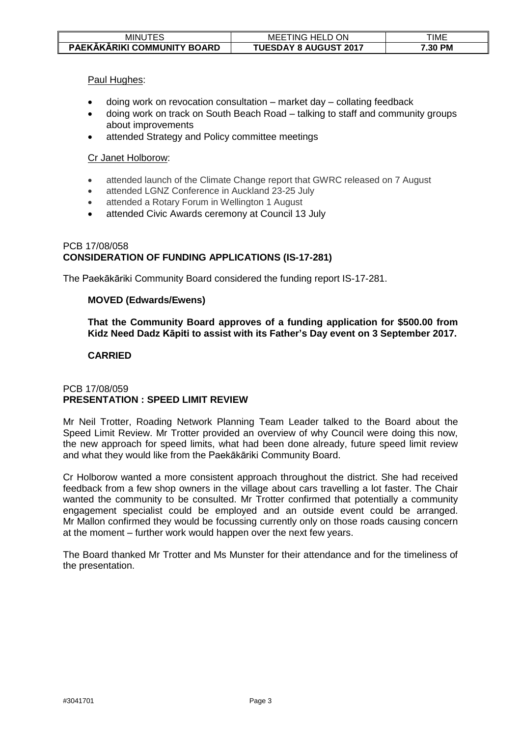Paul Hughes:

- doing work on revocation consultation – market day – collating feedback
- doing work on track on South Beach Road – talking to staff and community groups about improvements
- attended Strategy and Policy committee meetings

Cr Janet Holborow:

- attended launch of the Climate Change report that GWRC released on 7 August
- attended LGNZ Conference in Auckland 23-25 July
- attended a Rotary Forum in Wellington 1 August
- attended Civic Awards ceremony at Council 13 July

PCB 17/08/058
**CONSIDERATION OF FUNDING APPLICATIONS (IS-17-281)**

The Paekākāriki Community Board considered the funding report IS-17-281.

**MOVED (Edwards/Ewens)**

**That the Community Board approves of a funding application for $500.00 from Kidz Need Dadz Kāpiti to assist with its Father's Day event on 3 September 2017.**

**CARRIED**

PCB 17/08/059
**PRESENTATION : SPEED LIMIT REVIEW**

Mr Neil Trotter, Roading Network Planning Team Leader talked to the Board about the Speed Limit Review. Mr Trotter provided an overview of why Council were doing this now, the new approach for speed limits, what had been done already, future speed limit review and what they would like from the Paekākāriki Community Board.

Cr Holborow wanted a more consistent approach throughout the district. She had received feedback from a few shop owners in the village about cars travelling a lot faster. The Chair wanted the community to be consulted. Mr Trotter confirmed that potentially a community engagement specialist could be employed and an outside event could be arranged. Mr Mallon confirmed they would be focussing currently only on those roads causing concern at the moment – further work would happen over the next few years.

The Board thanked Mr Trotter and Ms Munster for their attendance and for the timeliness of the presentation.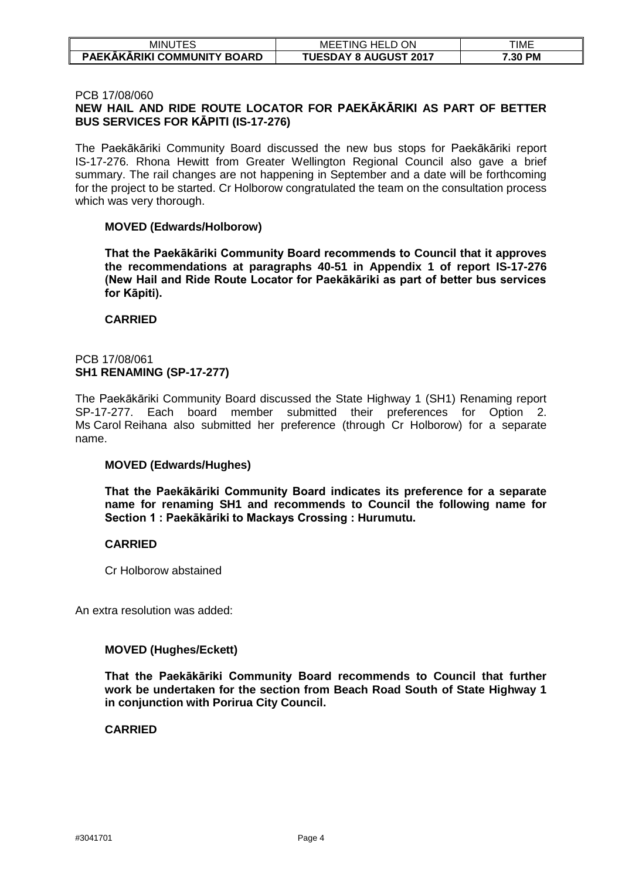PCB 17/08/060

**NEW HAIL AND RIDE ROUTE LOCATOR FOR PAEKĀKĀRIKI AS PART OF BETTER BUS SERVICES FOR KĀPITI (IS-17-276)**

The Paekākāriki Community Board discussed the new bus stops for Paekākāriki report IS-17-276. Rhona Hewitt from Greater Wellington Regional Council also gave a brief summary. The rail changes are not happening in September and a date will be forthcoming for the project to be started. Cr Holborow congratulated the team on the consultation process which was very thorough.

**MOVED (Edwards/Holborow)**

**That the Paekākāriki Community Board recommends to Council that it approves the recommendations at paragraphs 40-51 in Appendix 1 of report IS-17-276 (New Hail and Ride Route Locator for Paekākāriki as part of better bus services for Kāpiti).**

**CARRIED**

PCB 17/08/061

**SH1 RENAMING (SP-17-277)**

The Paekākāriki Community Board discussed the State Highway 1 (SH1) Renaming report SP-17-277. Each board member submitted their preferences for Option 2. Ms Carol Reihana also submitted her preference (through Cr Holborow) for a separate name.

**MOVED (Edwards/Hughes)**

**That the Paekākāriki Community Board indicates its preference for a separate name for renaming SH1 and recommends to Council the following name for Section 1 : Paekākāriki to Mackays Crossing : Hurumutu.**

**CARRIED**

Cr Holborow abstained

An extra resolution was added:

**MOVED (Hughes/Eckett)**

**That the Paekākāriki Community Board recommends to Council that further work be undertaken for the section from Beach Road South of State Highway 1 in conjunction with Porirua City Council.**

**CARRIED**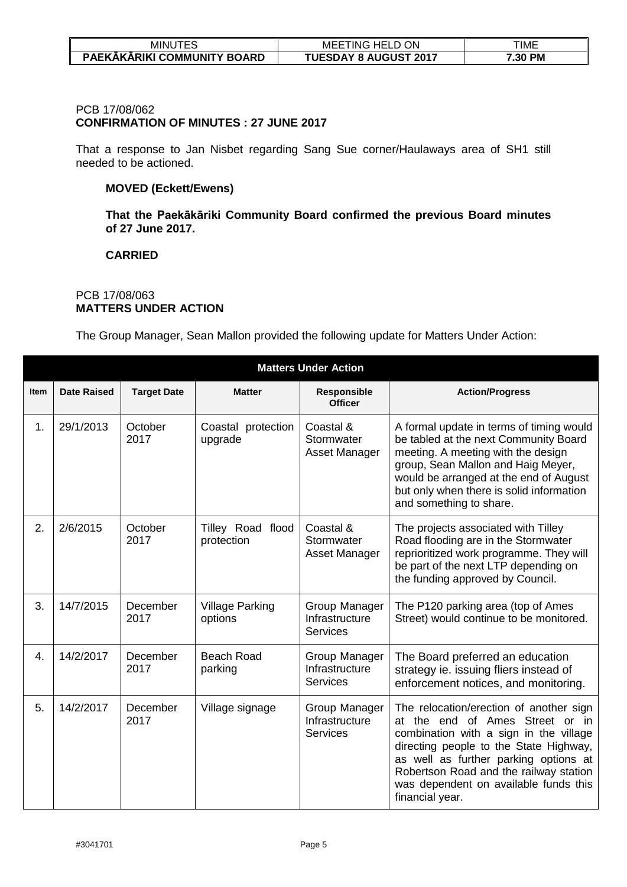PCB 17/08/062
**CONFIRMATION OF MINUTES : 27 JUNE 2017**

That a response to Jan Nisbet regarding Sang Sue corner/Haulaways area of SH1 still needed to be actioned.

**MOVED (Eckett/Ewens)**

**That the Paekākāriki Community Board confirmed the previous Board minutes of 27 June 2017.**

**CARRIED**

PCB 17/08/063
**MATTERS UNDER ACTION**

The Group Manager, Sean Mallon provided the following update for Matters Under Action:

| Matters Under Action | | | | | |
|---|---|---|---|---|---|
| **Item** | **Date Raised** | **Target Date** | **Matter** | **Responsible Officer** | **Action/Progress** |
| 1. | 29/1/2013 | October 2017 | Coastal protection upgrade | Coastal & Stormwater Asset Manager | A formal update in terms of timing would be tabled at the next Community Board meeting. A meeting with the design group, Sean Mallon and Haig Meyer, would be arranged at the end of August but only when there is solid information and something to share. |
| 2. | 2/6/2015 | October 2017 | Tilley Road flood protection | Coastal & Stormwater Asset Manager | The projects associated with Tilley Road flooding are in the Stormwater reprioritized work programme. They will be part of the next LTP depending on the funding approved by Council. |
| 3. | 14/7/2015 | December 2017 | Village Parking options | Group Manager Infrastructure Services | The P120 parking area (top of Ames Street) would continue to be monitored. |
| 4. | 14/2/2017 | December 2017 | Beach Road parking | Group Manager Infrastructure Services | The Board preferred an education strategy ie. issuing fliers instead of enforcement notices, and monitoring. |
| 5. | 14/2/2017 | December 2017 | Village signage | Group Manager Infrastructure Services | The relocation/erection of another sign at the end of Ames Street or in combination with a sign in the village directing people to the State Highway, as well as further parking options at Robertson Road and the railway station was dependent on available funds this financial year. |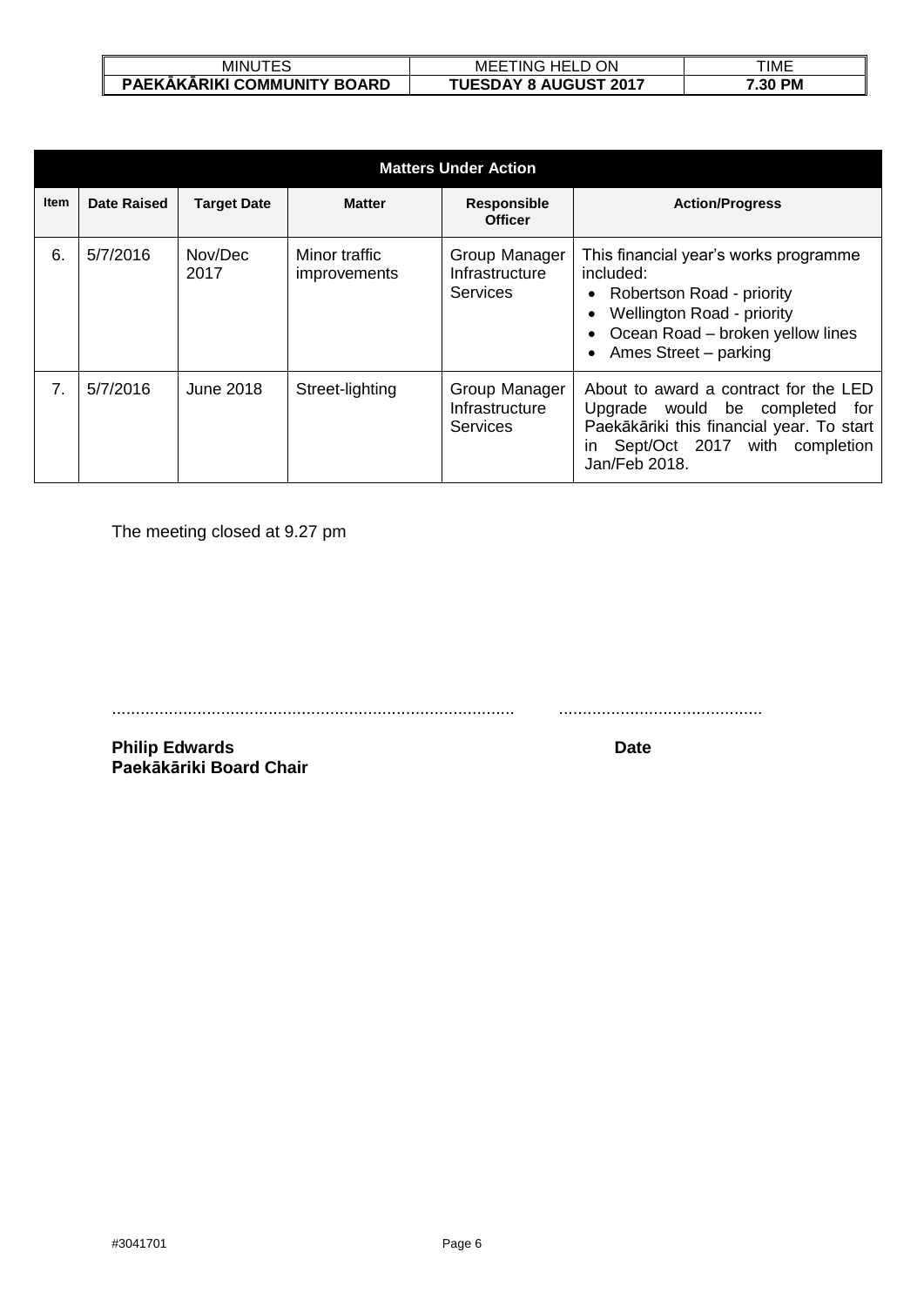| Matters Under Action | | | | | |
|---|---|---|---|---|---|
| **Item** | **Date Raised** | **Target Date** | **Matter** | **Responsible Officer** | **Action/Progress** |
| 6. | 5/7/2016 | Nov/Dec 2017 | Minor traffic improvements | Group Manager Infrastructure Services | This financial year's works programme included: • Robertson Road - priority • Wellington Road - priority • Ocean Road – broken yellow lines • Ames Street – parking |
| 7. | 5/7/2016 | June 2018 | Street-lighting | Group Manager Infrastructure Services | About to award a contract for the LED Upgrade would be completed for Paekākāriki this financial year. To start in Sept/Oct 2017 with completion Jan/Feb 2018. |

The meeting closed at 9.27 pm

.................................................................................... ...........................................

**Philip Edwards** **Date**
**Paekākāriki Board Chair**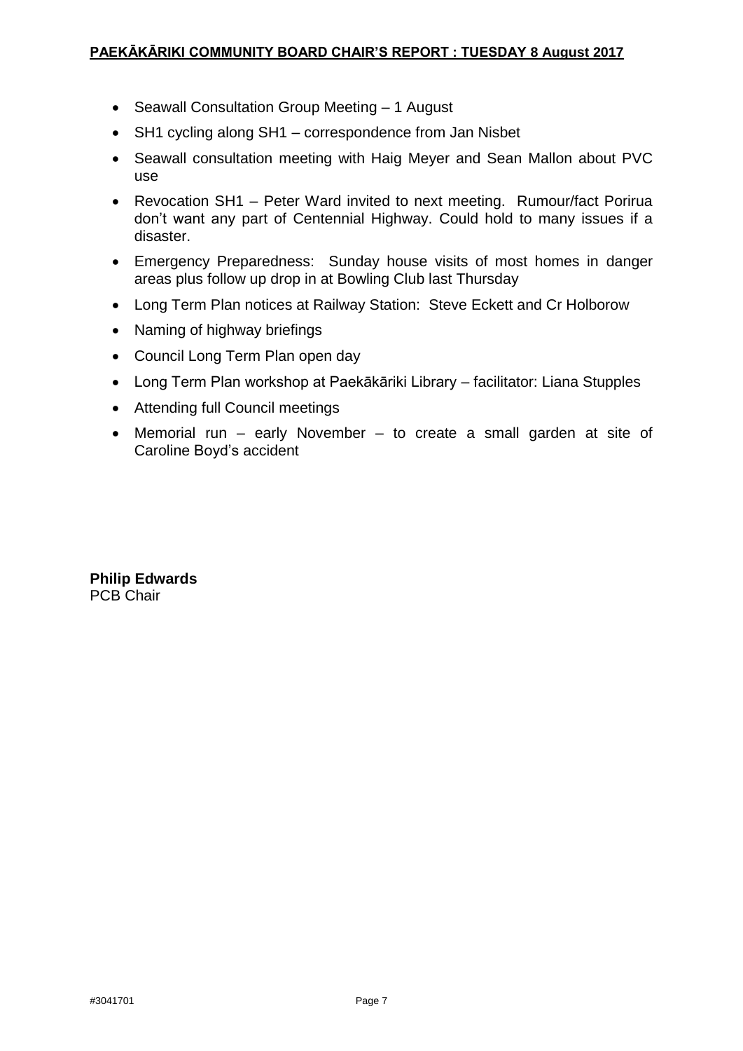**PAEKĀKĀRIKI COMMUNITY BOARD CHAIR'S REPORT : TUESDAY 8 August 2017**

- Seawall Consultation Group Meeting – 1 August
- SH1 cycling along SH1 – correspondence from Jan Nisbet
- Seawall consultation meeting with Haig Meyer and Sean Mallon about PVC use
- Revocation SH1 – Peter Ward invited to next meeting. Rumour/fact Porirua don't want any part of Centennial Highway. Could hold to many issues if a disaster.
- Emergency Preparedness: Sunday house visits of most homes in danger areas plus follow up drop in at Bowling Club last Thursday
- Long Term Plan notices at Railway Station: Steve Eckett and Cr Holborow
- Naming of highway briefings
- Council Long Term Plan open day
- Long Term Plan workshop at Paekākāriki Library – facilitator: Liana Stupples
- Attending full Council meetings
- Memorial run – early November – to create a small garden at site of Caroline Boyd's accident

**Philip Edwards**
PCB Chair

#3041701